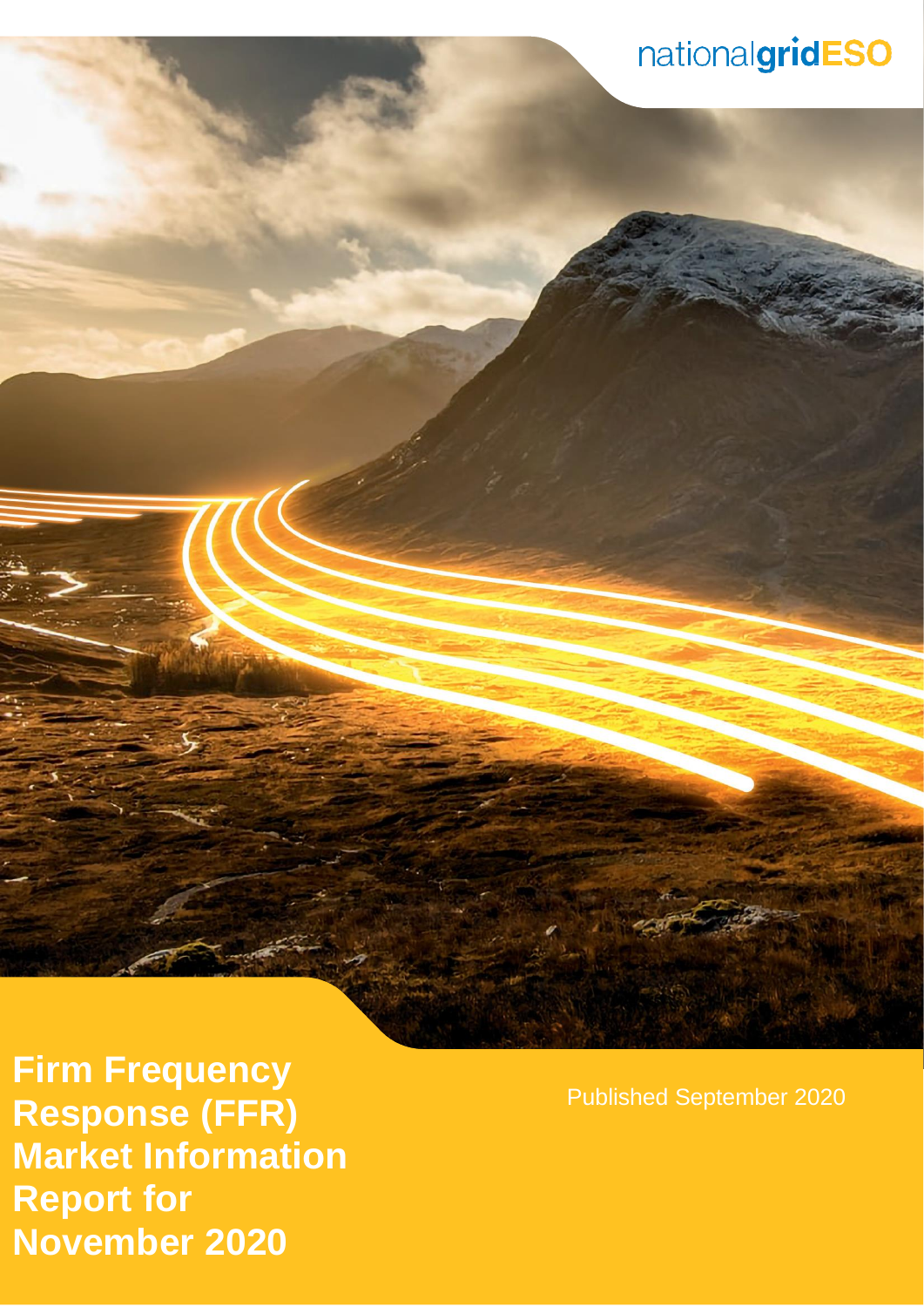nationalgridESO

# Firm Frequency Response (FFR) Market Information Report for November 2020

Published September 2020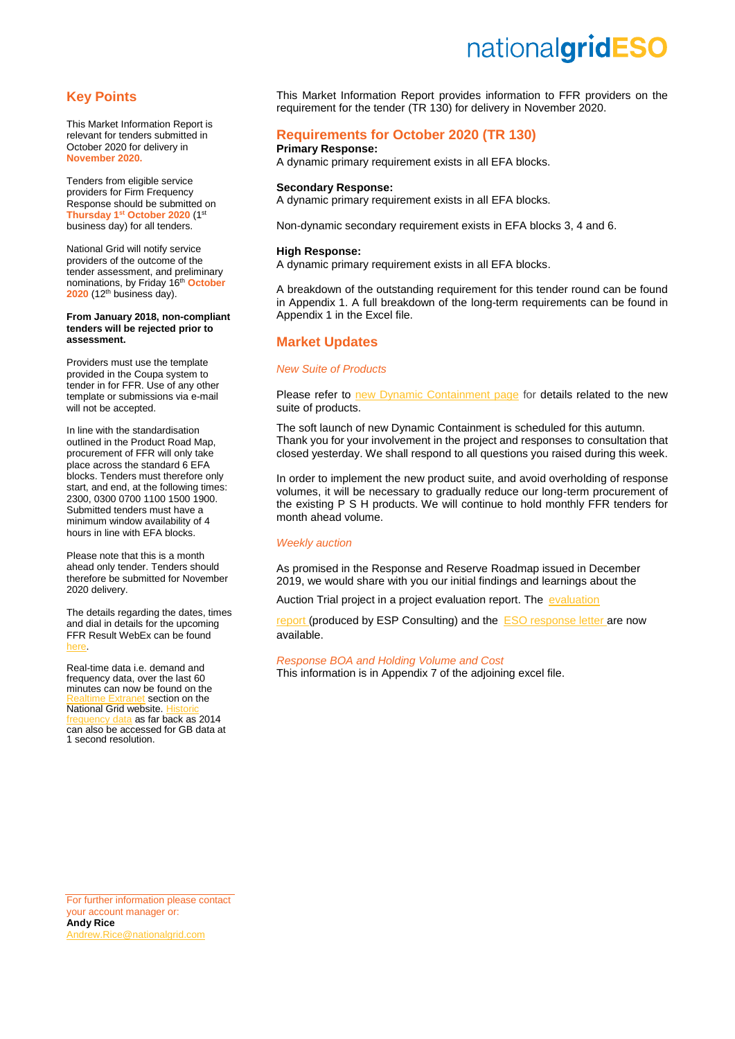## Key Points

This Market Information Report is relevant for tenders submitted in October 2020 for delivery in **November 2020.**

Tenders from eligible service providers for Firm Frequency Response should be submitted on **Thursday 1st October 2020** (1st business day) for all tenders.

National Grid will notify service providers of the outcome of the tender assessment, and preliminary nominations, by Friday 16th **October 2020** (12th business day).

**From January 2018, non-compliant tenders will be rejected prior to assessment.**

Providers must use the template provided in the Coupa system to tender in for FFR. Use of any other template or submissions via e-mail will not be accepted.

In line with the standardisation outlined in the Product Road Map, procurement of FFR will only take place across the standard 6 EFA blocks. Tenders must therefore only start, and end, at the following times: 2300, 0300 0700 1100 1500 1900. Submitted tenders must have a minimum window availability of 4 hours in line with EFA blocks.

Please note that this is a month ahead only tender. Tenders should therefore be submitted for November 2020 delivery.

The details regarding the dates, times and dial in details for the upcoming FFR Result WebEx can be found here.

Real-time data i.e. demand and frequency data, over the last 60 minutes can now be found on the Realtime Extranet section on the National Grid website. Historic frequency data as far back as 2014 can also be accessed for GB data at 1 second resolution.

For further information please contact your account manager or:
**Andy Rice**
Andrew.Rice@nationalgrid.com

This Market Information Report provides information to FFR providers on the requirement for the tender (TR 130) for delivery in November 2020.

## Requirements for October 2020 (TR 130)

**Primary Response:**
A dynamic primary requirement exists in all EFA blocks.

**Secondary Response:**
A dynamic primary requirement exists in all EFA blocks.

Non-dynamic secondary requirement exists in EFA blocks 3, 4 and 6.

**High Response:**
A dynamic primary requirement exists in all EFA blocks.

A breakdown of the outstanding requirement for this tender round can be found in Appendix 1. A full breakdown of the long-term requirements can be found in Appendix 1 in the Excel file.

## Market Updates

*New Suite of Products*

Please refer to new Dynamic Containment page for details related to the new suite of products.

The soft launch of new Dynamic Containment is scheduled for this autumn. Thank you for your involvement in the project and responses to consultation that closed yesterday. We shall respond to all questions you raised during this week.

In order to implement the new product suite, and avoid overholding of response volumes, it will be necessary to gradually reduce our long-term procurement of the existing P S H products. We will continue to hold monthly FFR tenders for month ahead volume.

*Weekly auction*

As promised in the Response and Reserve Roadmap issued in December 2019, we would share with you our initial findings and learnings about the Auction Trial project in a project evaluation report. The evaluation report (produced by ESP Consulting) and the ESO response letter are now available.

*Response BOA and Holding Volume and Cost*
This information is in Appendix 7 of the adjoining excel file.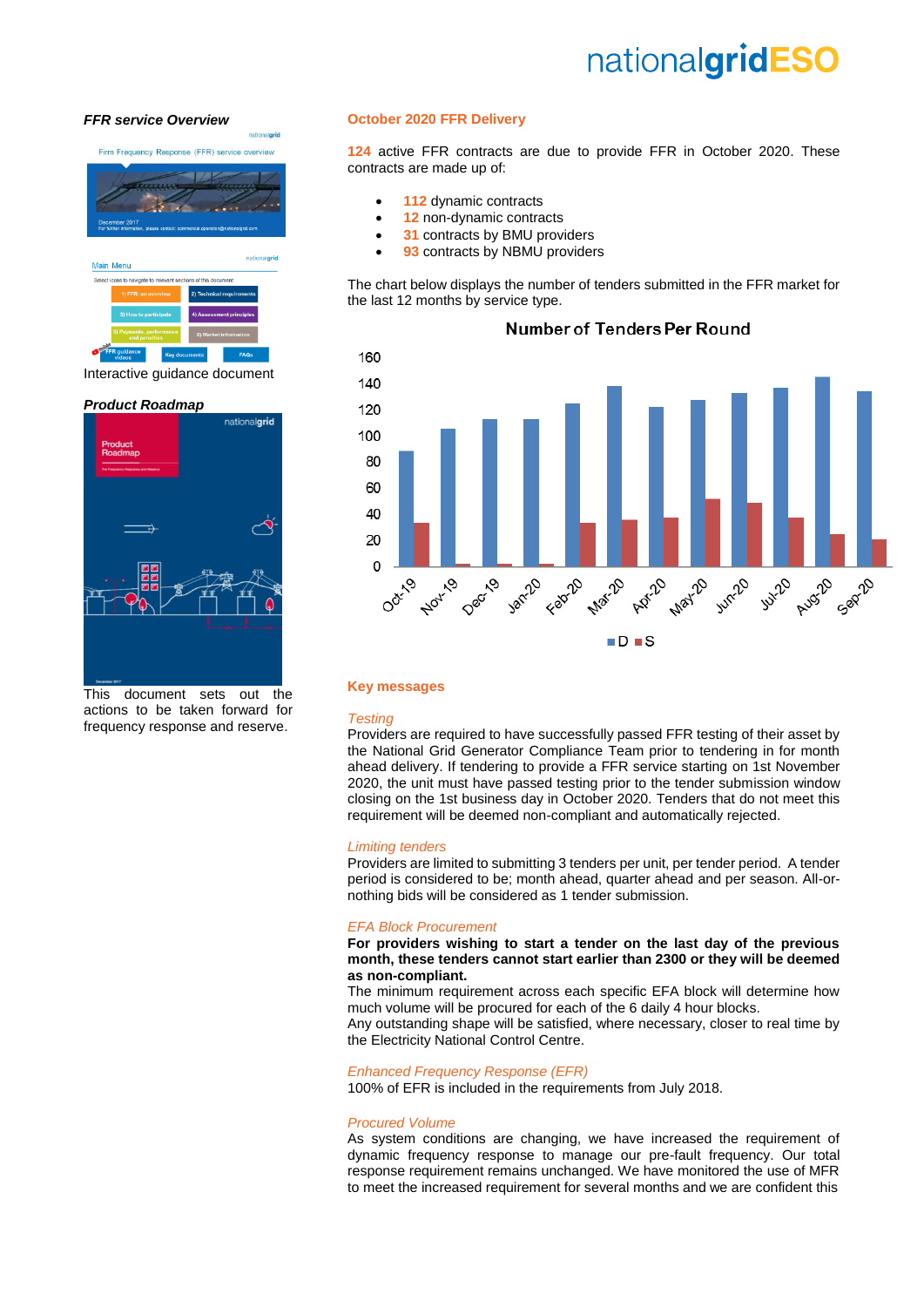*FFR service Overview*

Interactive guidance document

*Product Roadmap*

This document sets out the actions to be taken forward for frequency response and reserve.

## October 2020 FFR Delivery

124 active FFR contracts are due to provide FFR in October 2020. These contracts are made up of:

- 112 dynamic contracts
- 12 non-dynamic contracts
- 31 contracts by BMU providers
- 93 contracts by NBMU providers

The chart below displays the number of tenders submitted in the FFR market for the last 12 months by service type.

**Number of Tenders Per Round**

| | D | S |
|---|---|---|
| Oct-19 | 89 | 34 |
| Nov-19 | 107 | 2 |
| Dec-19 | 114 | 2 |
| Jan-20 | 114 | 2 |
| Feb-20 | 126 | 34 |
| Mar-20 | 140 | 36 |
| Apr-20 | 124 | 38 |
| May-20 | 129 | 52 |
| Jun-20 | 134 | 49 |
| Jul-20 | 138 | 38 |
| Aug-20 | 146 | 25 |
| Sep-20 | 135 | 21 |

## Key messages

*Testing*

Providers are required to have successfully passed FFR testing of their asset by the National Grid Generator Compliance Team prior to tendering in for month ahead delivery. If tendering to provide a FFR service starting on 1st November 2020, the unit must have passed testing prior to the tender submission window closing on the 1st business day in October 2020. Tenders that do not meet this requirement will be deemed non-compliant and automatically rejected.

*Limiting tenders*

Providers are limited to submitting 3 tenders per unit, per tender period. A tender period is considered to be; month ahead, quarter ahead and per season. All-or-nothing bids will be considered as 1 tender submission.

*EFA Block Procurement*

**For providers wishing to start a tender on the last day of the previous month, these tenders cannot start earlier than 2300 or they will be deemed as non-compliant.**

The minimum requirement across each specific EFA block will determine how much volume will be procured for each of the 6 daily 4 hour blocks.

Any outstanding shape will be satisfied, where necessary, closer to real time by the Electricity National Control Centre.

*Enhanced Frequency Response (EFR)*

100% of EFR is included in the requirements from July 2018.

*Procured Volume*

As system conditions are changing, we have increased the requirement of dynamic frequency response to manage our pre-fault frequency. Our total response requirement remains unchanged. We have monitored the use of MFR to meet the increased requirement for several months and we are confident this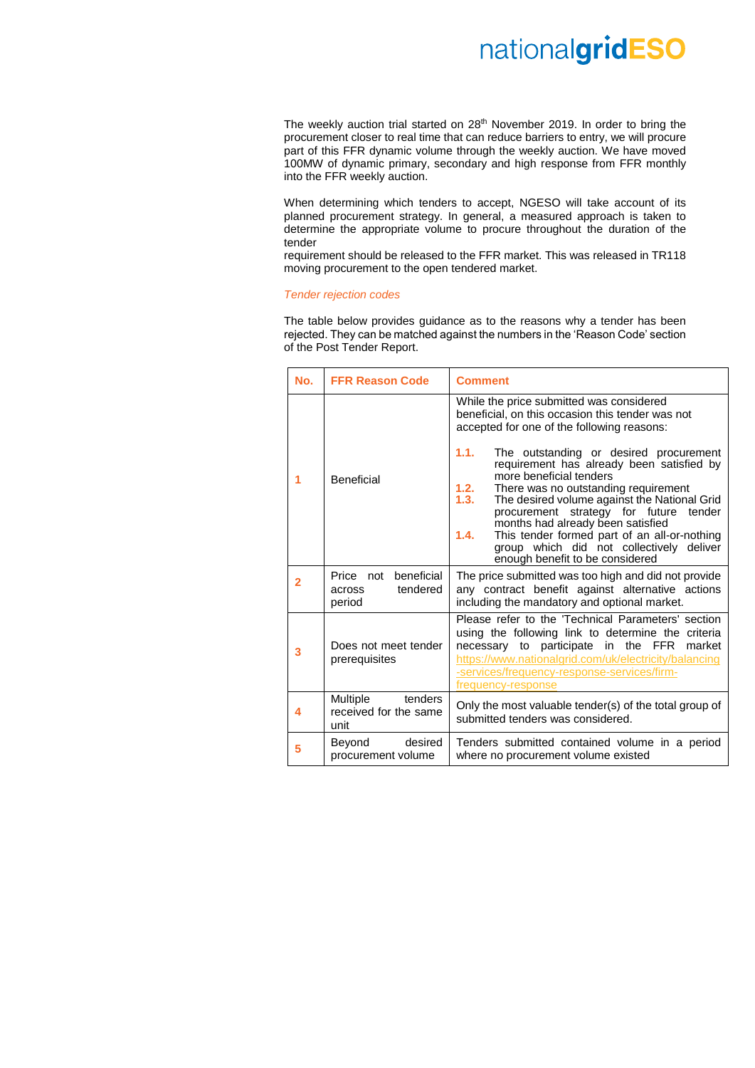The weekly auction trial started on 28th November 2019. In order to bring the procurement closer to real time that can reduce barriers to entry, we will procure part of this FFR dynamic volume through the weekly auction. We have moved 100MW of dynamic primary, secondary and high response from FFR monthly into the FFR weekly auction.

When determining which tenders to accept, NGESO will take account of its planned procurement strategy. In general, a measured approach is taken to determine the appropriate volume to procure throughout the duration of the tender

requirement should be released to the FFR market. This was released in TR118 moving procurement to the open tendered market.

*Tender rejection codes*

The table below provides guidance as to the reasons why a tender has been rejected. They can be matched against the numbers in the 'Reason Code' section of the Post Tender Report.

| No. | FFR Reason Code | Comment |
|---|---|---|
| 1 | Beneficial | While the price submitted was considered beneficial, on this occasion this tender was not accepted for one of the following reasons: **1.1.** The outstanding or desired procurement requirement has already been satisfied by more beneficial tenders **1.2.** There was no outstanding requirement **1.3.** The desired volume against the National Grid procurement strategy for future tender months had already been satisfied **1.4.** This tender formed part of an all-or-nothing group which did not collectively deliver enough benefit to be considered |
| 2 | Price not beneficial across tendered period | The price submitted was too high and did not provide any contract benefit against alternative actions including the mandatory and optional market. |
| 3 | Does not meet tender prerequisites | Please refer to the 'Technical Parameters' section using the following link to determine the criteria necessary to participate in the FFR market https://www.nationalgrid.com/uk/electricity/balancing-services/frequency-response-services/firm-frequency-response |
| 4 | Multiple tenders received for the same unit | Only the most valuable tender(s) of the total group of submitted tenders was considered. |
| 5 | Beyond desired procurement volume | Tenders submitted contained volume in a period where no procurement volume existed |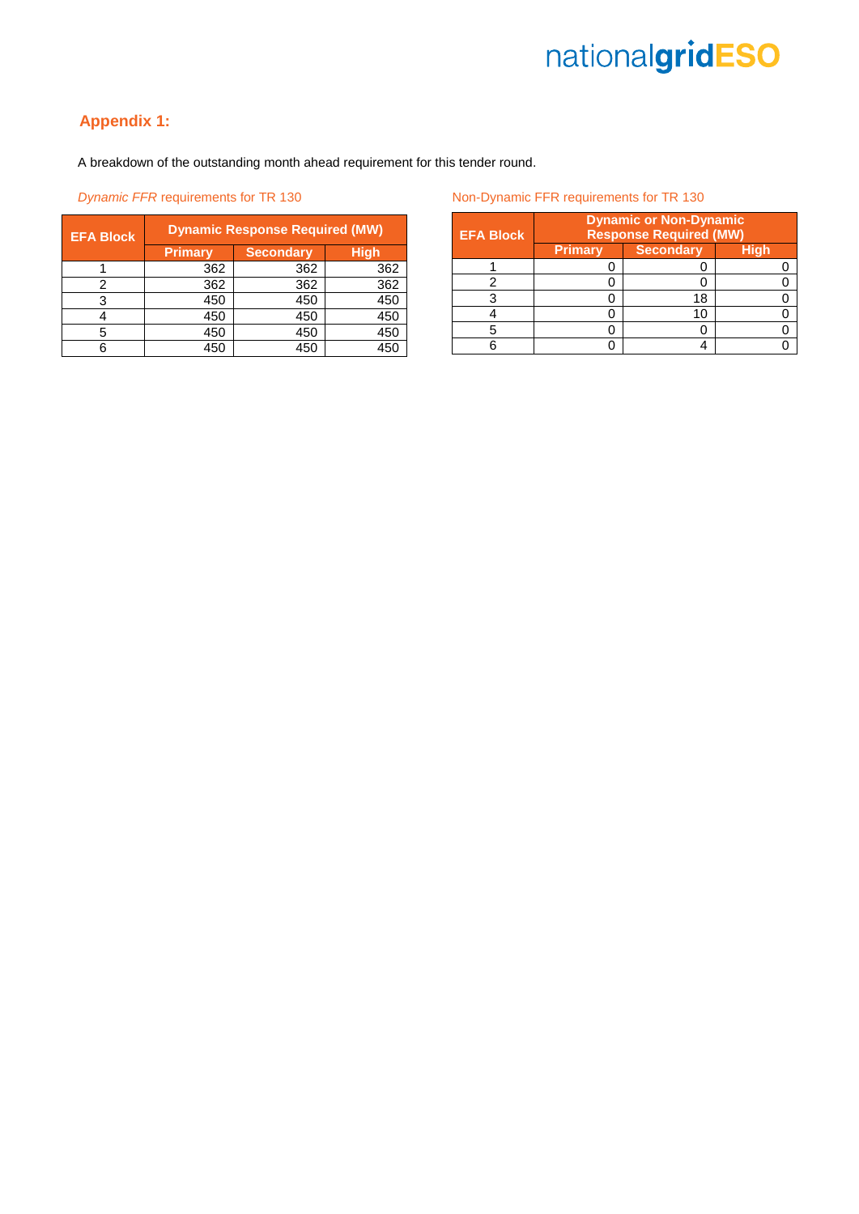## Appendix 1:

A breakdown of the outstanding month ahead requirement for this tender round.

*Dynamic FFR* requirements for TR 130

| EFA Block | Dynamic Response Required (MW) | | |
|---|---|---|---|
| | Primary | Secondary | High |
| 1 | 362 | 362 | 362 |
| 2 | 362 | 362 | 362 |
| 3 | 450 | 450 | 450 |
| 4 | 450 | 450 | 450 |
| 5 | 450 | 450 | 450 |
| 6 | 450 | 450 | 450 |

Non-Dynamic FFR requirements for TR 130

| EFA Block | Dynamic or Non-Dynamic Response Required (MW) | | |
|---|---|---|---|
| | Primary | Secondary | High |
| 1 | 0 | 0 | 0 |
| 2 | 0 | 0 | 0 |
| 3 | 0 | 18 | 0 |
| 4 | 0 | 10 | 0 |
| 5 | 0 | 0 | 0 |
| 6 | 0 | 4 | 0 |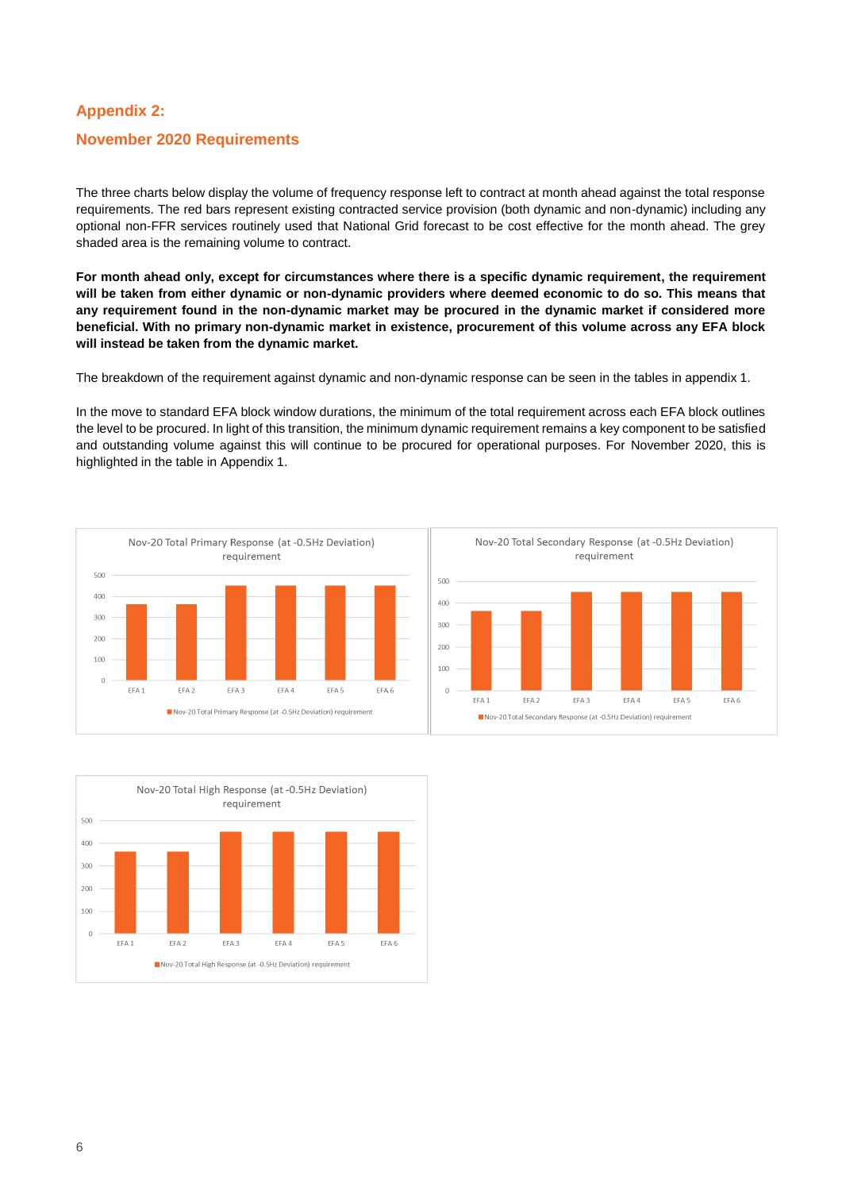## Appendix 2:

## November 2020 Requirements

The three charts below display the volume of frequency response left to contract at month ahead against the total response requirements. The red bars represent existing contracted service provision (both dynamic and non-dynamic) including any optional non-FFR services routinely used that National Grid forecast to be cost effective for the month ahead. The grey shaded area is the remaining volume to contract.

**For month ahead only, except for circumstances where there is a specific dynamic requirement, the requirement will be taken from either dynamic or non-dynamic providers where deemed economic to do so. This means that any requirement found in the non-dynamic market may be procured in the dynamic market if considered more beneficial. With no primary non-dynamic market in existence, procurement of this volume across any EFA block will instead be taken from the dynamic market.**

The breakdown of the requirement against dynamic and non-dynamic response can be seen in the tables in appendix 1.

In the move to standard EFA block window durations, the minimum of the total requirement across each EFA block outlines the level to be procured. In light of this transition, the minimum dynamic requirement remains a key component to be satisfied and outstanding volume against this will continue to be procured for operational purposes. For November 2020, this is highlighted in the table in Appendix 1.

Nov-20 Total Primary Response (at -0.5Hz Deviation) requirement

500
400
300
200
100
0

EFA 1 EFA 2 EFA 3 EFA 4 EFA 5 EFA 6

Nov-20 Total Primary Response (at -0.5Hz Deviation) requirement

Nov-20 Total Secondary Response (at -0.5Hz Deviation) requirement

500
400
300
200
100
0

EFA 1 EFA 2 EFA 3 EFA 4 EFA 5 EFA 6

Nov-20 Total Secondary Response (at -0.5Hz Deviation) requirement

Nov-20 Total High Response (at -0.5Hz Deviation) requirement

500
400
300
200
100
0

EFA 1 EFA 2 EFA 3 EFA 4 EFA 5 EFA 6

Nov-20 Total High Response (at -0.5Hz Deviation) requirement